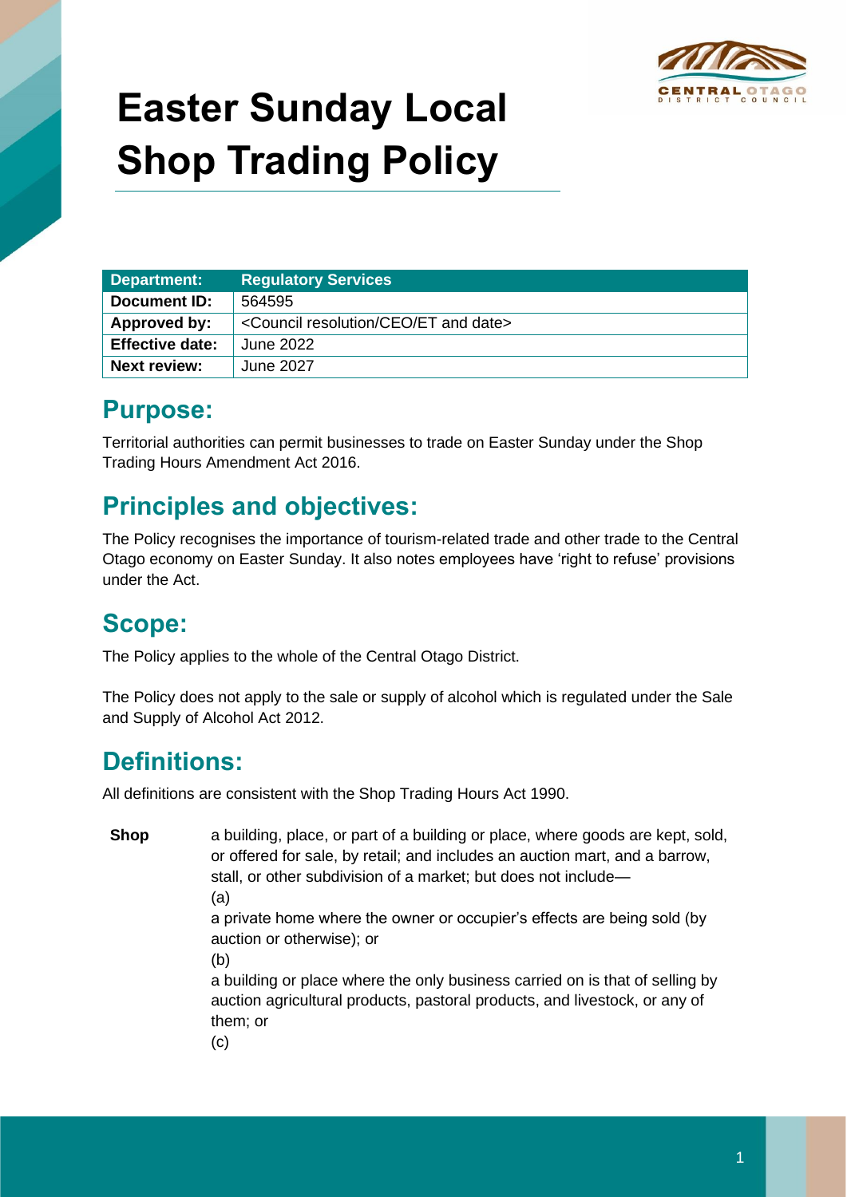# Easter Sunday Local Shop Trading Policy

| Department: | Regulatory Services |
|---|---|
| Document ID: | 564595 |
| Approved by: | <Council resolution/CEO/ET and date> |
| Effective date: | June 2022 |
| Next review: | June 2027 |

## Purpose:

Territorial authorities can permit businesses to trade on Easter Sunday under the Shop Trading Hours Amendment Act 2016.

## Principles and objectives:

The Policy recognises the importance of tourism-related trade and other trade to the Central Otago economy on Easter Sunday. It also notes employees have 'right to refuse' provisions under the Act.

## Scope:

The Policy applies to the whole of the Central Otago District.

The Policy does not apply to the sale or supply of alcohol which is regulated under the Sale and Supply of Alcohol Act 2012.

## Definitions:

All definitions are consistent with the Shop Trading Hours Act 1990.

**Shop** a building, place, or part of a building or place, where goods are kept, sold, or offered for sale, by retail; and includes an auction mart, and a barrow, stall, or other subdivision of a market; but does not include—

(a)
a private home where the owner or occupier's effects are being sold (by auction or otherwise); or

(b)
a building or place where the only business carried on is that of selling by auction agricultural products, pastoral products, and livestock, or any of them; or

(c)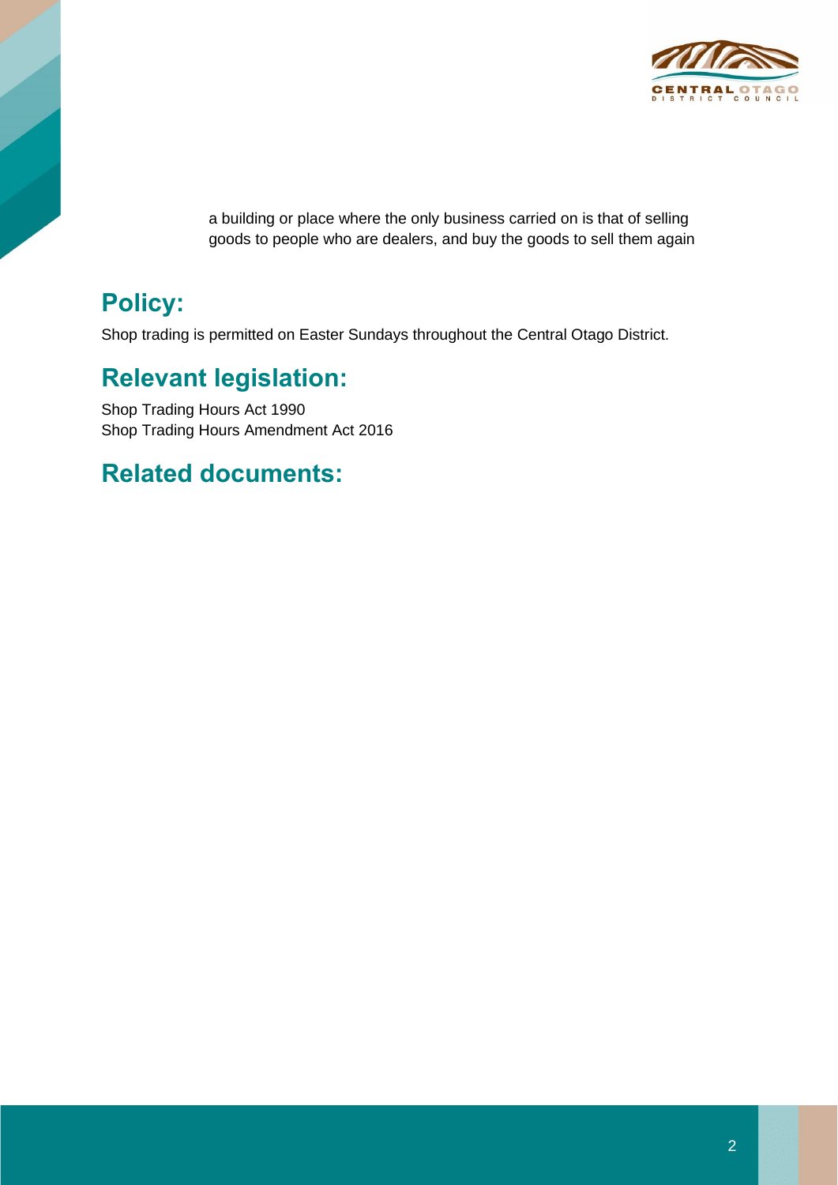a building or place where the only business carried on is that of selling goods to people who are dealers, and buy the goods to sell them again

## Policy:

Shop trading is permitted on Easter Sundays throughout the Central Otago District.

## Relevant legislation:

Shop Trading Hours Act 1990
Shop Trading Hours Amendment Act 2016

## Related documents: